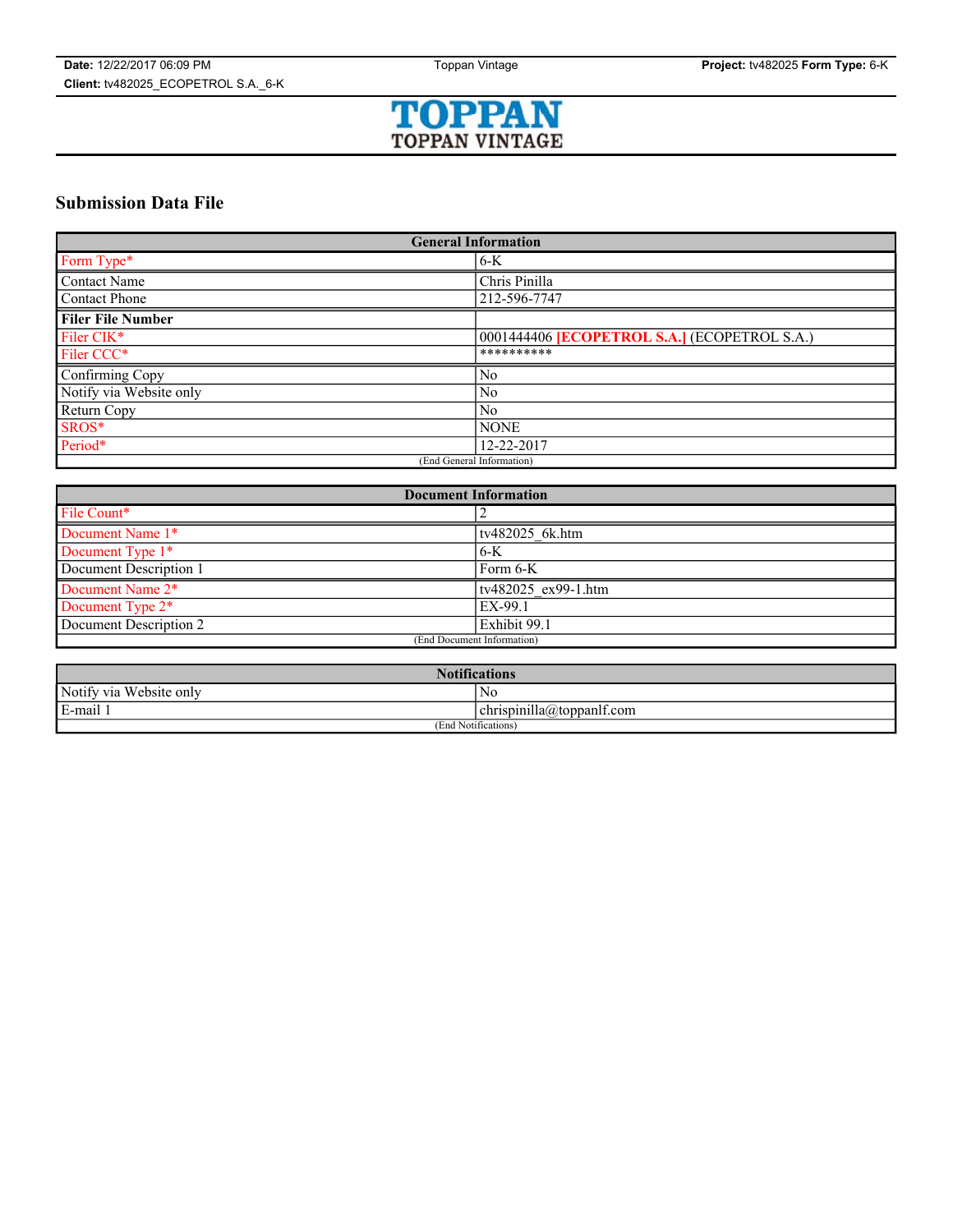# Submission Data File

| General Information | |
|---|---|
| Form Type* | 6-K |
| Contact Name | Chris Pinilla |
| Contact Phone | 212-596-7747 |
| **Filer File Number** | |
| Filer CIK* | 0001444406 **[ECOPETROL S.A.]** (ECOPETROL S.A.) |
| Filer CCC* | ********** |
| Confirming Copy | No |
| Notify via Website only | No |
| Return Copy | No |
| SROS* | NONE |
| Period* | 12-22-2017 |
| (End General Information) | |

| Document Information | |
|---|---|
| File Count* | 2 |
| Document Name 1* | tv482025_6k.htm |
| Document Type 1* | 6-K |
| Document Description 1 | Form 6-K |
| Document Name 2* | tv482025_ex99-1.htm |
| Document Type 2* | EX-99.1 |
| Document Description 2 | Exhibit 99.1 |
| (End Document Information) | |

| Notifications | |
|---|---|
| Notify via Website only | No |
| E-mail 1 | chrispinilla@toppanlf.com |
| (End Notifications) | |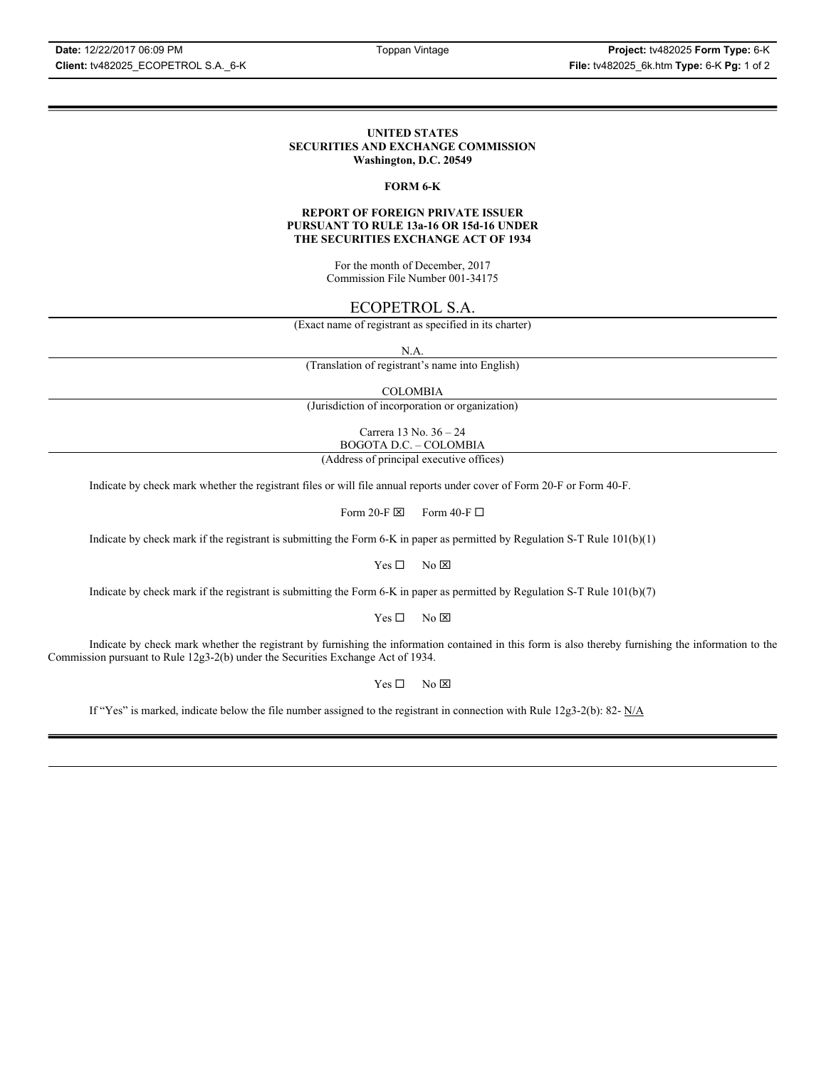**UNITED STATES**
**SECURITIES AND EXCHANGE COMMISSION**
**Washington, D.C. 20549**

**FORM 6-K**

**REPORT OF FOREIGN PRIVATE ISSUER**
**PURSUANT TO RULE 13a-16 OR 15d-16 UNDER**
**THE SECURITIES EXCHANGE ACT OF 1934**

For the month of December, 2017
Commission File Number 001-34175

ECOPETROL S.A.

(Exact name of registrant as specified in its charter)

N.A.

(Translation of registrant's name into English)

COLOMBIA

(Jurisdiction of incorporation or organization)

Carrera 13 No. 36 – 24
BOGOTA D.C. – COLOMBIA

(Address of principal executive offices)

Indicate by check mark whether the registrant files or will file annual reports under cover of Form 20-F or Form 40-F.

Form 20-F ☒ Form 40-F ☐

Indicate by check mark if the registrant is submitting the Form 6-K in paper as permitted by Regulation S-T Rule 101(b)(1)

Yes ☐ No ☒

Indicate by check mark if the registrant is submitting the Form 6-K in paper as permitted by Regulation S-T Rule 101(b)(7)

Yes ☐ No ☒

Indicate by check mark whether the registrant by furnishing the information contained in this form is also thereby furnishing the information to the Commission pursuant to Rule 12g3-2(b) under the Securities Exchange Act of 1934.

Yes ☐ No ☒

If "Yes" is marked, indicate below the file number assigned to the registrant in connection with Rule 12g3-2(b): 82- N/A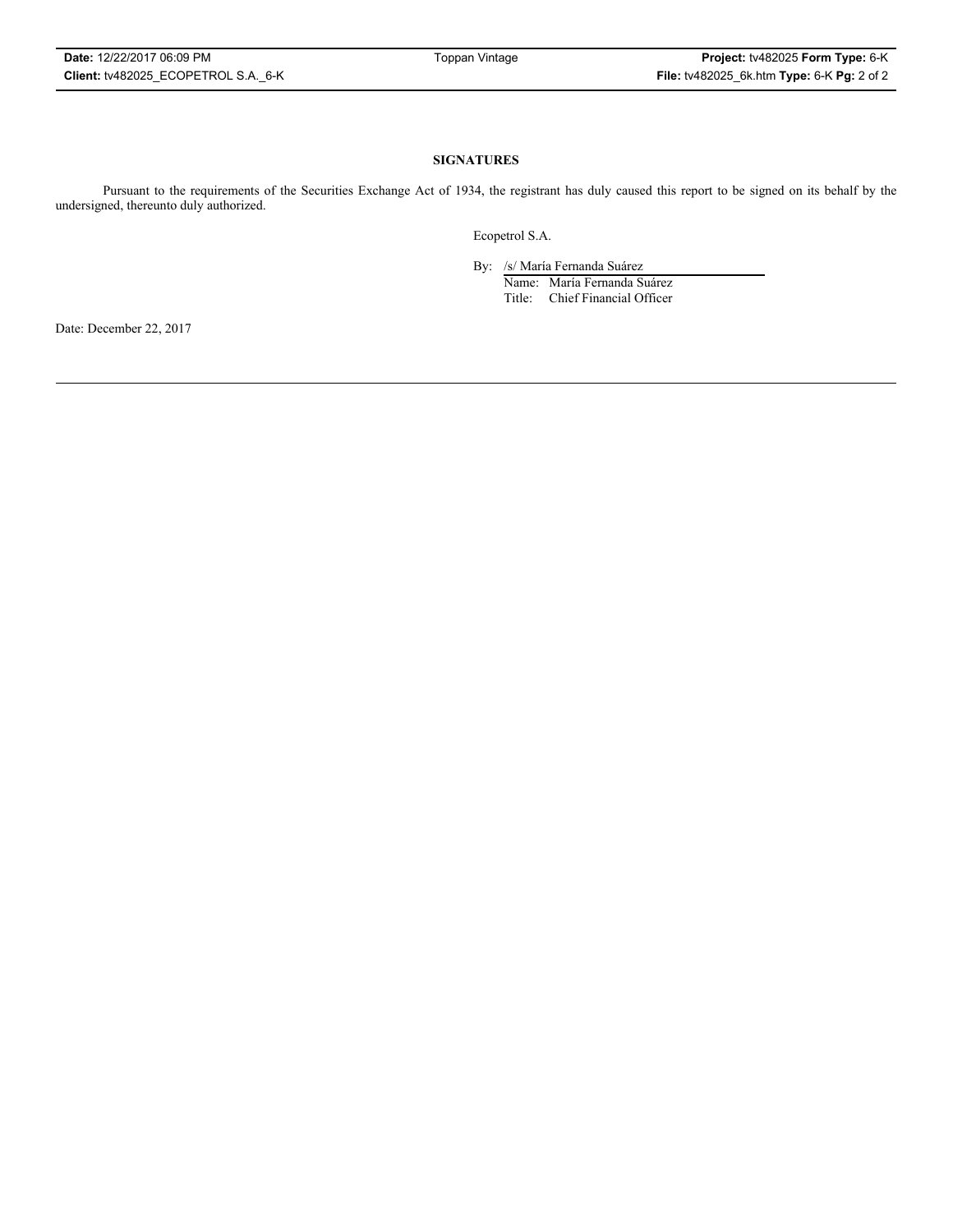**SIGNATURES**

Pursuant to the requirements of the Securities Exchange Act of 1934, the registrant has duly caused this report to be signed on its behalf by the undersigned, thereunto duly authorized.

Ecopetrol S.A.

By: /s/ María Fernanda Suárez

Name: María Fernanda Suárez

Title: Chief Financial Officer

Date: December 22, 2017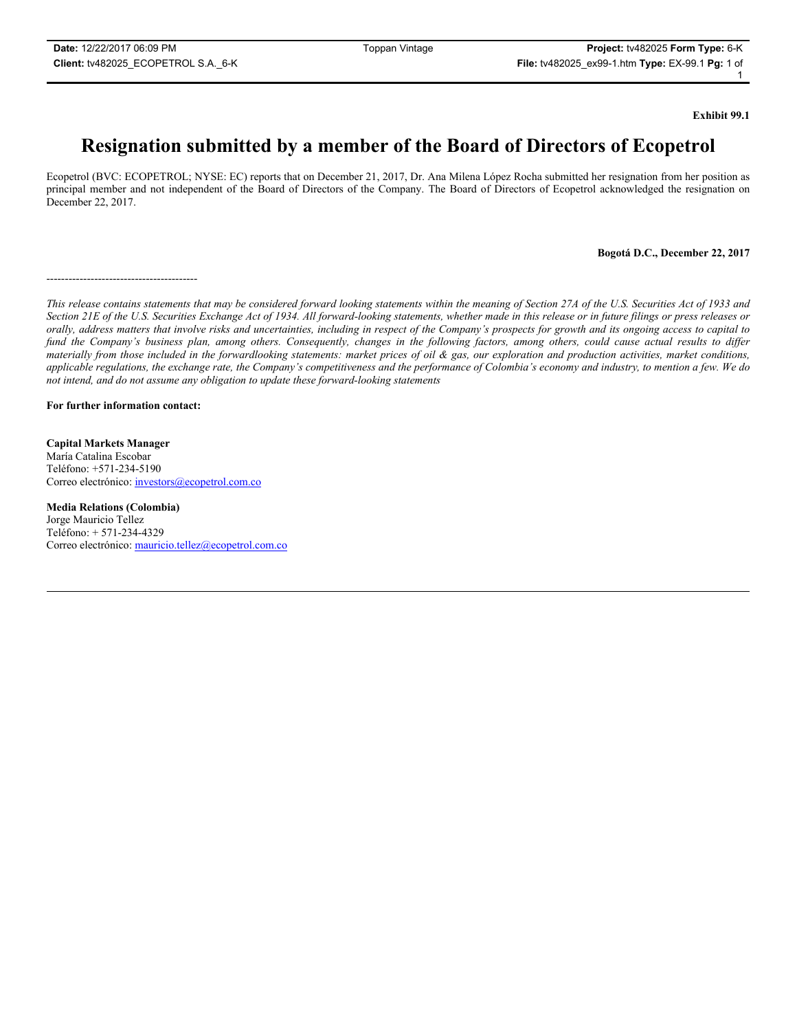Exhibit 99.1

# Resignation submitted by a member of the Board of Directors of Ecopetrol

Ecopetrol (BVC: ECOPETROL; NYSE: EC) reports that on December 21, 2017, Dr. Ana Milena López Rocha submitted her resignation from her position as principal member and not independent of the Board of Directors of the Company. The Board of Directors of Ecopetrol acknowledged the resignation on December 22, 2017.

**Bogotá D.C., December 22, 2017**

-----------------------------------------

*This release contains statements that may be considered forward looking statements within the meaning of Section 27A of the U.S. Securities Act of 1933 and Section 21E of the U.S. Securities Exchange Act of 1934. All forward-looking statements, whether made in this release or in future filings or press releases or orally, address matters that involve risks and uncertainties, including in respect of the Company's prospects for growth and its ongoing access to capital to fund the Company's business plan, among others. Consequently, changes in the following factors, among others, could cause actual results to differ materially from those included in the forwardlooking statements: market prices of oil & gas, our exploration and production activities, market conditions, applicable regulations, the exchange rate, the Company's competitiveness and the performance of Colombia's economy and industry, to mention a few. We do not intend, and do not assume any obligation to update these forward-looking statements*

**For further information contact:**

**Capital Markets Manager**
María Catalina Escobar
Teléfono: +571-234-5190
Correo electrónico: investors@ecopetrol.com.co

**Media Relations (Colombia)**
Jorge Mauricio Tellez
Teléfono: + 571-234-4329
Correo electrónico: mauricio.tellez@ecopetrol.com.co